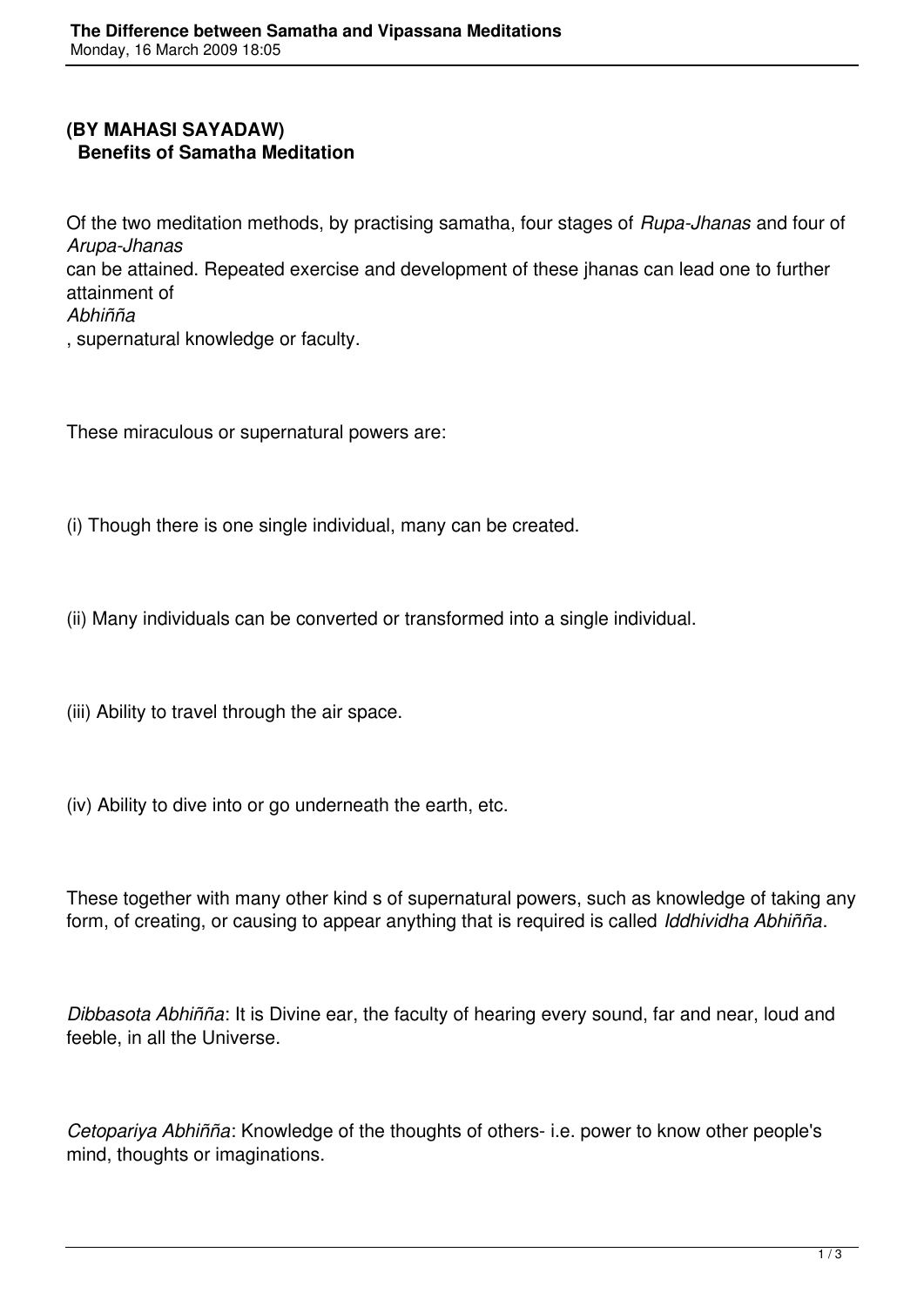**(BY MAHASI SAYADAW)**

**Benefits of Samatha Meditation**

Of the two meditation methods, by practising samatha, four stages of *Rupa-Jhanas* and four of *Arupa-Jhanas* can be attained. Repeated exercise and development of these jhanas can lead one to further attainment of *Abhiñña*, supernatural knowledge or faculty.

These miraculous or supernatural powers are:

(i) Though there is one single individual, many can be created.

(ii) Many individuals can be converted or transformed into a single individual.

(iii) Ability to travel through the air space.

(iv) Ability to dive into or go underneath the earth, etc.

These together with many other kind s of supernatural powers, such as knowledge of taking any form, of creating, or causing to appear anything that is required is called *Iddhividha Abhiñña*.

*Dibbasota Abhiñña*: It is Divine ear, the faculty of hearing every sound, far and near, loud and feeble, in all the Universe.

*Cetopariya Abhiñña*: Knowledge of the thoughts of others- i.e. power to know other people's mind, thoughts or imaginations.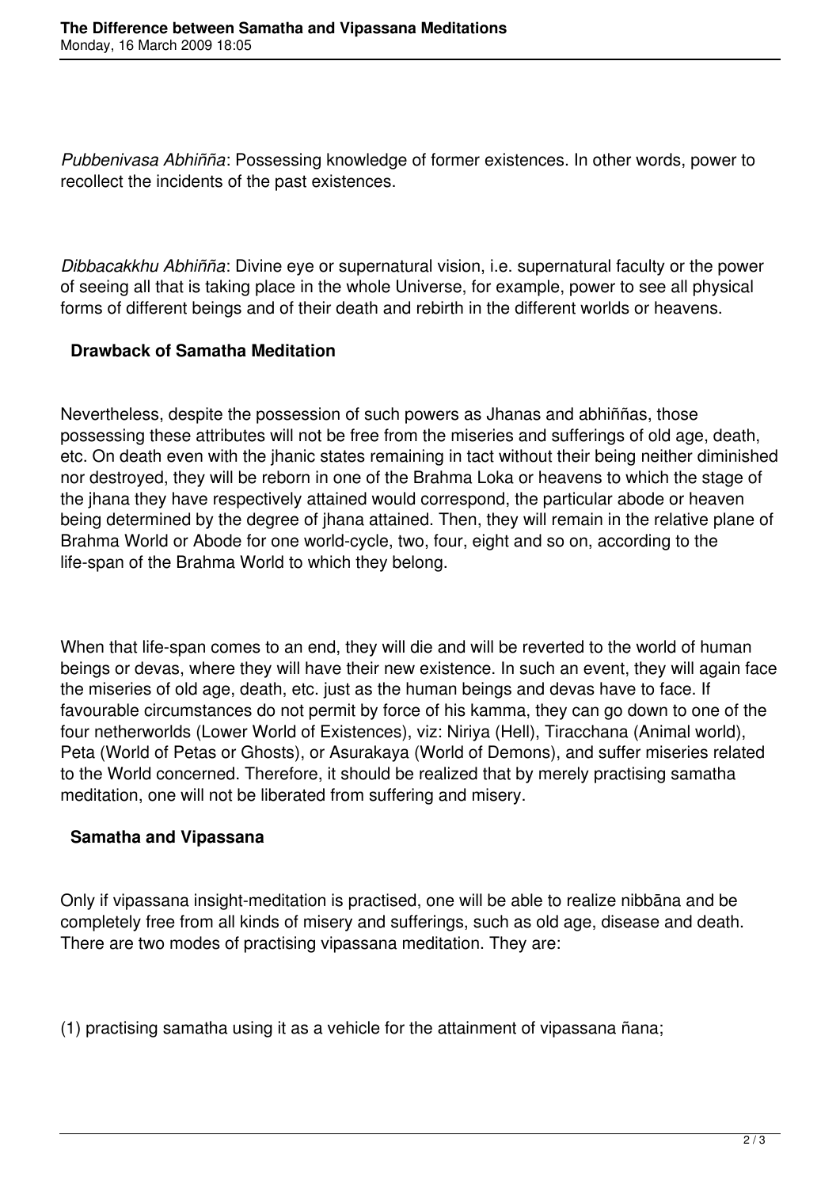*Pubbenivasa Abhiñña*: Possessing knowledge of former existences. In other words, power to recollect the incidents of the past existences.

*Dibbacakkhu Abhiñña*: Divine eye or supernatural vision, i.e. supernatural faculty or the power of seeing all that is taking place in the whole Universe, for example, power to see all physical forms of different beings and of their death and rebirth in the different worlds or heavens.

**Drawback of Samatha Meditation**

Nevertheless, despite the possession of such powers as Jhanas and abhiññas, those possessing these attributes will not be free from the miseries and sufferings of old age, death, etc. On death even with the jhanic states remaining in tact without their being neither diminished nor destroyed, they will be reborn in one of the Brahma Loka or heavens to which the stage of the jhana they have respectively attained would correspond, the particular abode or heaven being determined by the degree of jhana attained. Then, they will remain in the relative plane of Brahma World or Abode for one world-cycle, two, four, eight and so on, according to the life-span of the Brahma World to which they belong.

When that life-span comes to an end, they will die and will be reverted to the world of human beings or devas, where they will have their new existence. In such an event, they will again face the miseries of old age, death, etc. just as the human beings and devas have to face. If favourable circumstances do not permit by force of his kamma, they can go down to one of the four netherworlds (Lower World of Existences), viz: Niriya (Hell), Tiracchana (Animal world), Peta (World of Petas or Ghosts), or Asurakaya (World of Demons), and suffer miseries related to the World concerned. Therefore, it should be realized that by merely practising samatha meditation, one will not be liberated from suffering and misery.

**Samatha and Vipassana**

Only if vipassana insight-meditation is practised, one will be able to realize nibbāna and be completely free from all kinds of misery and sufferings, such as old age, disease and death. There are two modes of practising vipassana meditation. They are:

(1) practising samatha using it as a vehicle for the attainment of vipassana ñana;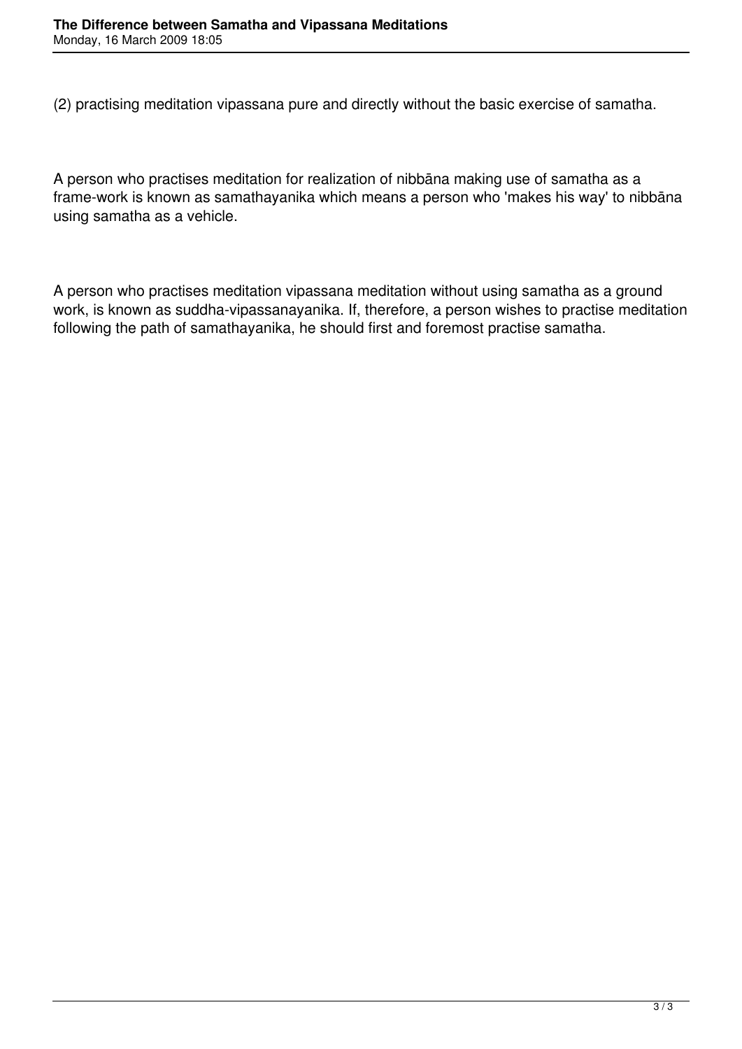(2) practising meditation vipassana pure and directly without the basic exercise of samatha.

A person who practises meditation for realization of nibbāna making use of samatha as a frame-work is known as samathayanika which means a person who 'makes his way' to nibbāna using samatha as a vehicle.

A person who practises meditation vipassana meditation without using samatha as a ground work, is known as suddha-vipassanayanika. If, therefore, a person wishes to practise meditation following the path of samathayanika, he should first and foremost practise samatha.